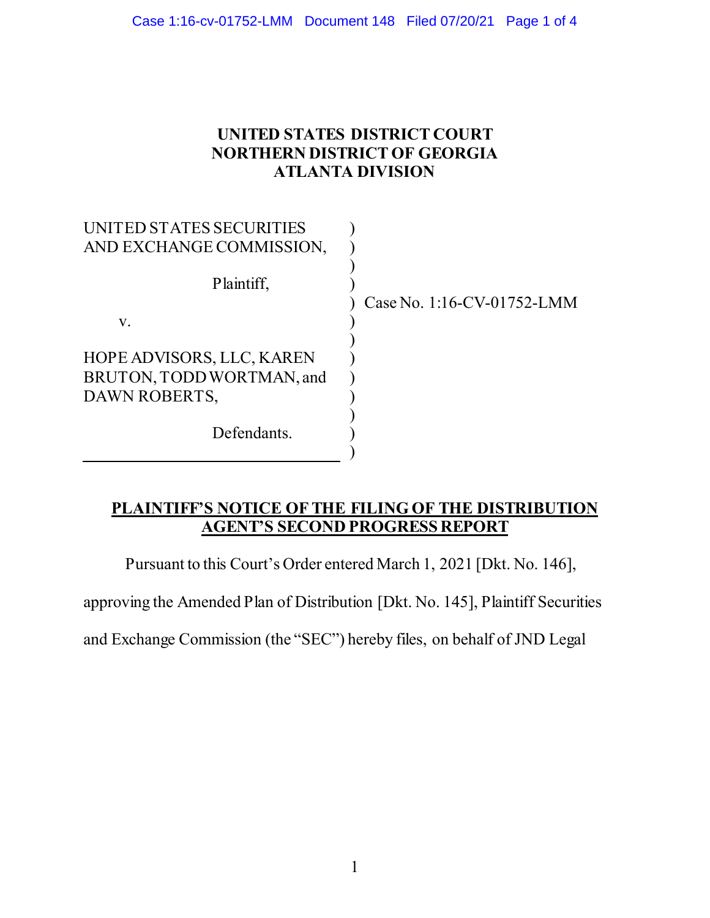# UNITED STATES DISTRICT COURT
# NORTHERN DISTRICT OF GEORGIA
# ATLANTA DIVISION

| | |
|---|---|
| UNITED STATES SECURITIES AND EXCHANGE COMMISSION,<br><br>Plaintiff,<br><br>v.<br><br>HOPE ADVISORS, LLC, KAREN BRUTON, TODD WORTMAN, and DAWN ROBERTS,<br><br>Defendants. | Case No. 1:16-CV-01752-LMM |

## PLAINTIFF'S NOTICE OF THE FILING OF THE DISTRIBUTION AGENT'S SECOND PROGRESS REPORT

Pursuant to this Court's Order entered March 1, 2021 [Dkt. No. 146], approving the Amended Plan of Distribution [Dkt. No. 145], Plaintiff Securities and Exchange Commission (the "SEC") hereby files, on behalf of JND Legal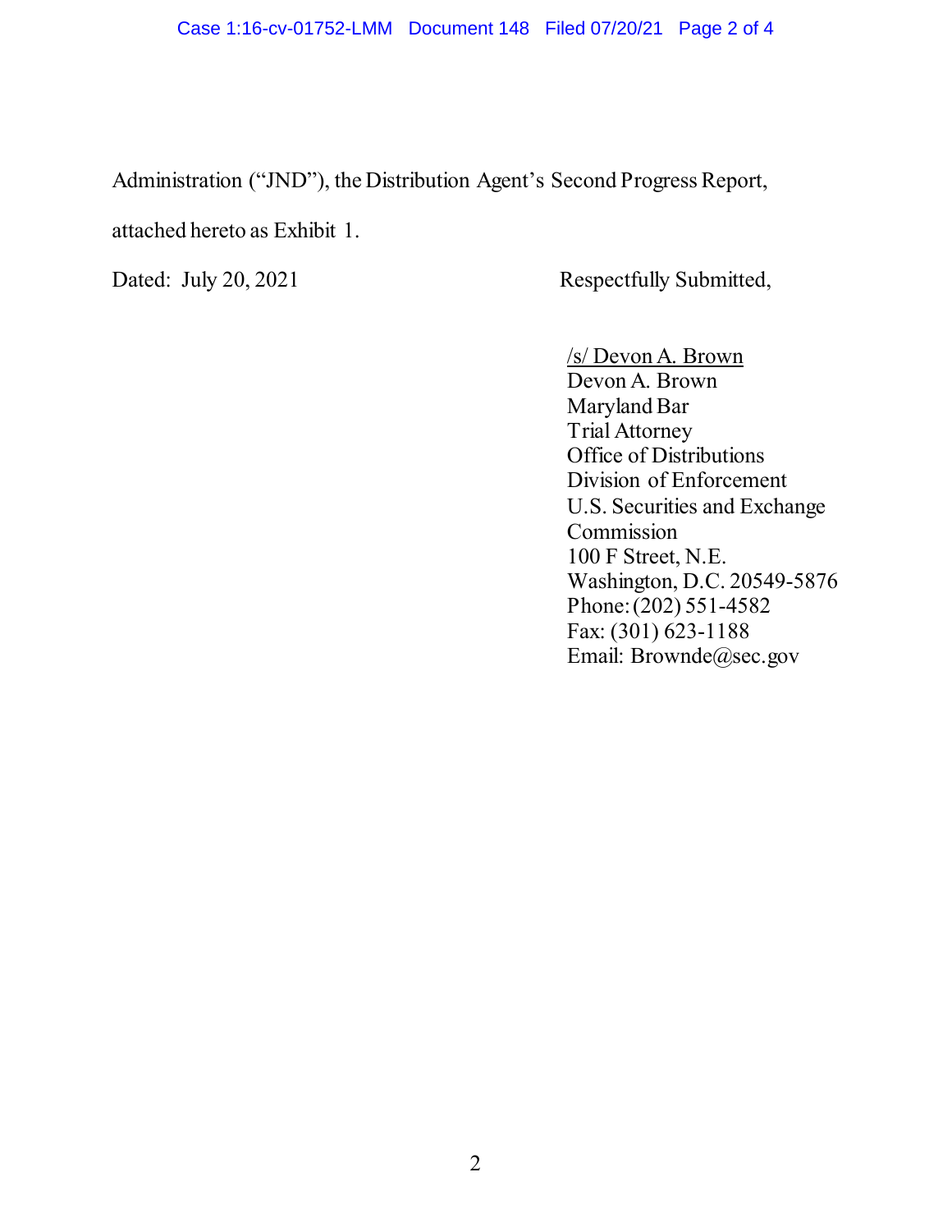Administration ("JND"), the Distribution Agent's Second Progress Report, attached hereto as Exhibit 1.

Dated: July 20, 2021

Respectfully Submitted,

/s/ Devon A. Brown
Devon A. Brown
Maryland Bar
Trial Attorney
Office of Distributions
Division of Enforcement
U.S. Securities and Exchange Commission
100 F Street, N.E.
Washington, D.C. 20549-5876
Phone: (202) 551-4582
Fax: (301) 623-1188
Email: Brownde@sec.gov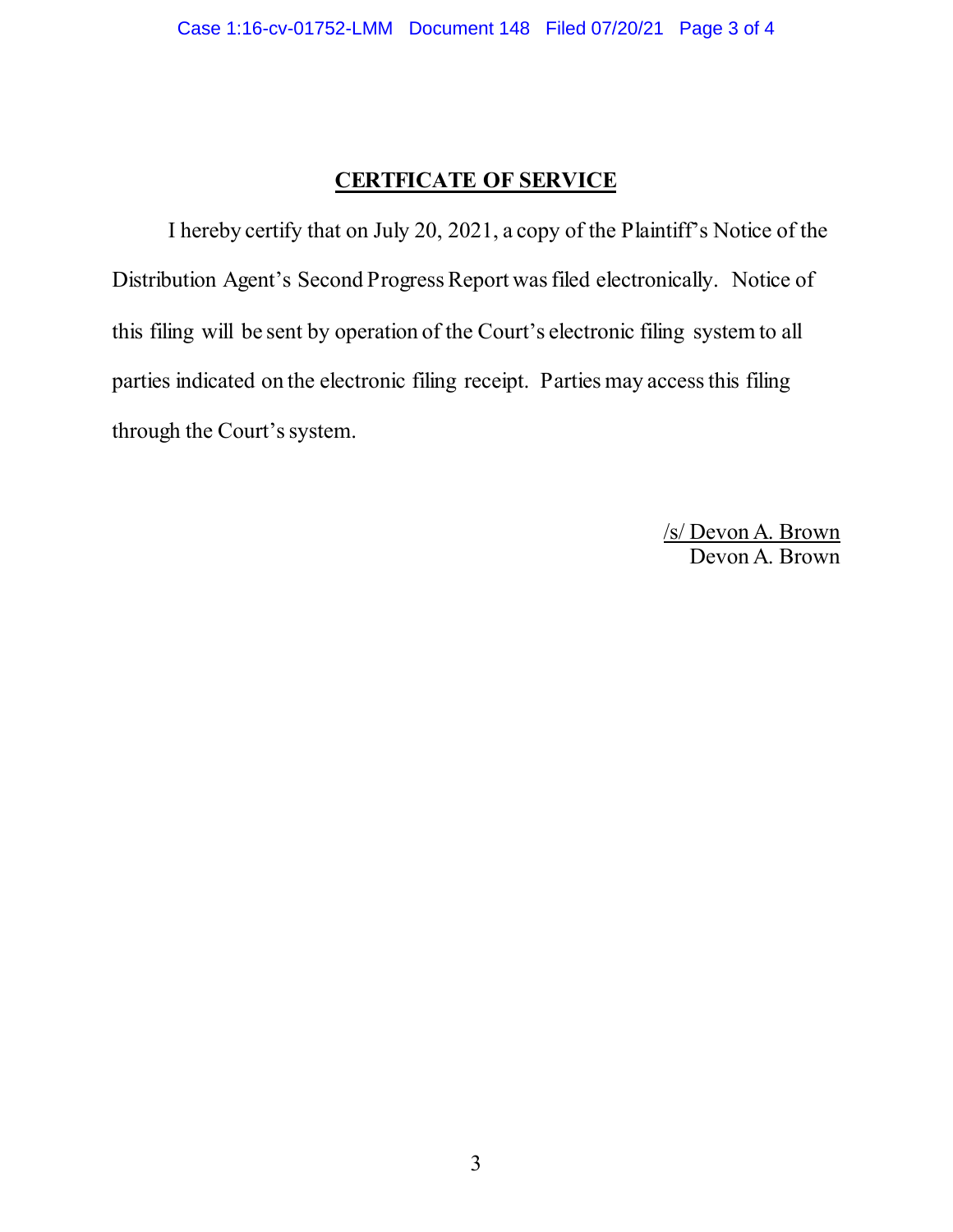## CERTFICATE OF SERVICE

I hereby certify that on July 20, 2021, a copy of the Plaintiff's Notice of the Distribution Agent's Second Progress Report was filed electronically. Notice of this filing will be sent by operation of the Court's electronic filing system to all parties indicated on the electronic filing receipt. Parties may access this filing through the Court's system.

/s/ Devon A. Brown
Devon A. Brown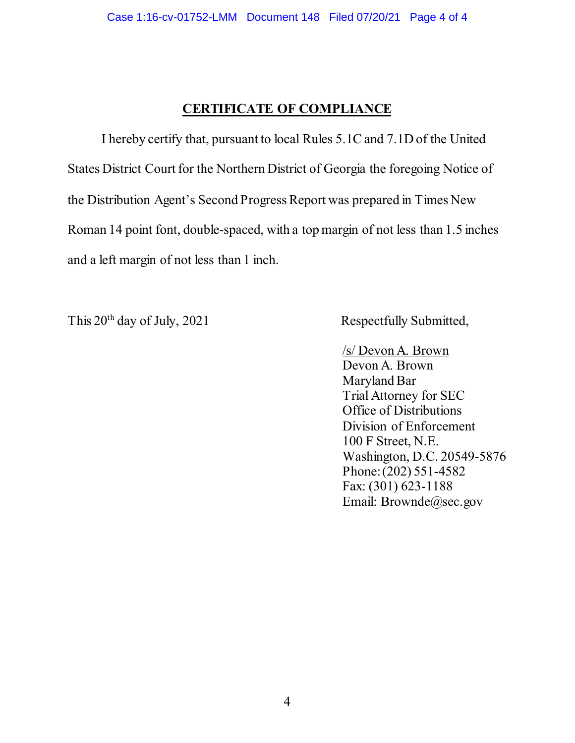## CERTIFICATE OF COMPLIANCE

I hereby certify that, pursuant to local Rules 5.1C and 7.1D of the United States District Court for the Northern District of Georgia the foregoing Notice of the Distribution Agent's Second Progress Report was prepared in Times New Roman 14 point font, double-spaced, with a top margin of not less than 1.5 inches and a left margin of not less than 1 inch.

This 20th day of July, 2021

Respectfully Submitted,

/s/ Devon A. Brown
Devon A. Brown
Maryland Bar
Trial Attorney for SEC
Office of Distributions
Division of Enforcement
100 F Street, N.E.
Washington, D.C. 20549-5876
Phone: (202) 551-4582
Fax: (301) 623-1188
Email: Brownde@sec.gov